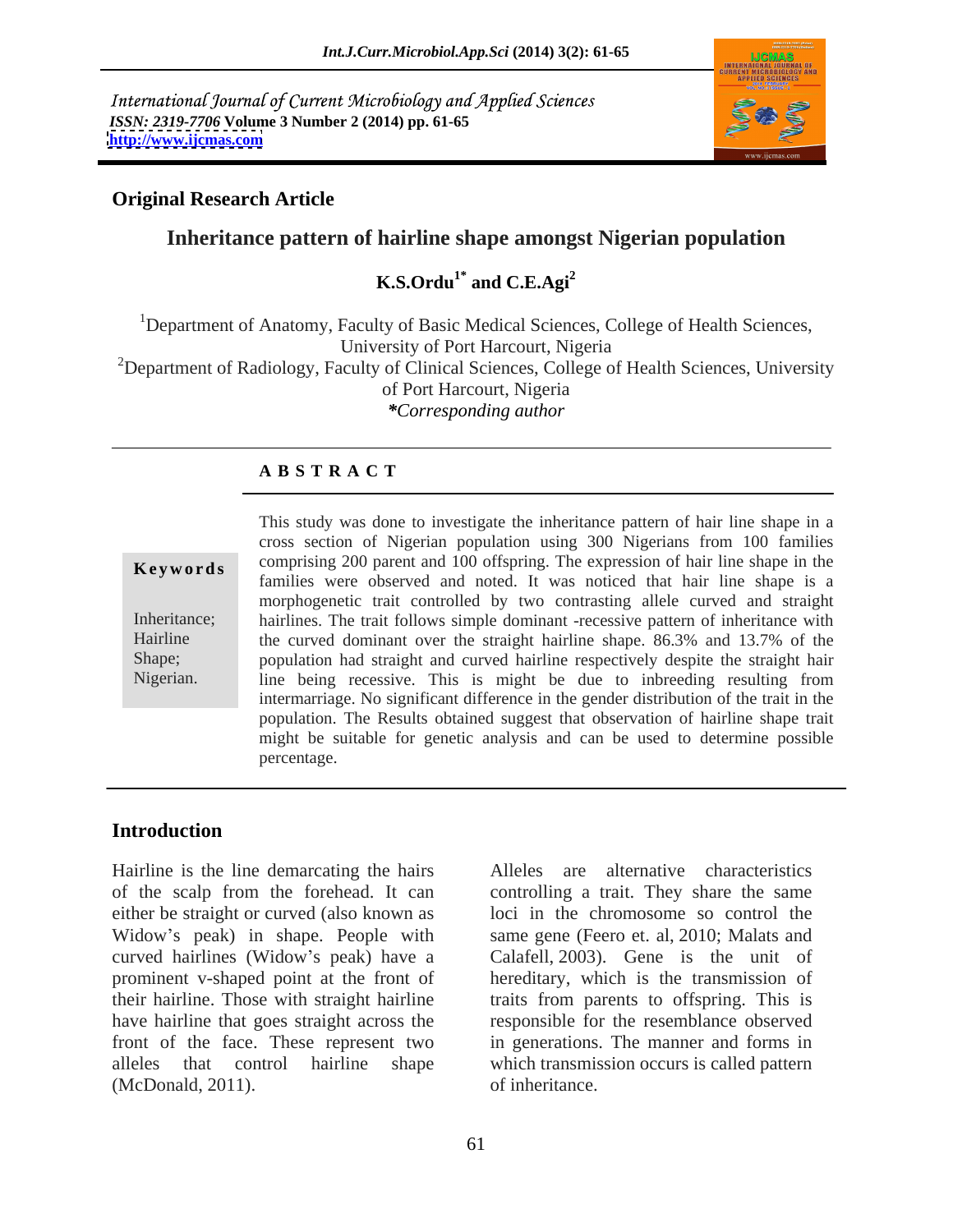International Journal of Current Microbiology and Applied Sciences
*ISSN: 2319-7706* **Volume 3 Number 2 (2014) pp. 61-65**
**http://www.ijcmas.com**

**Original Research Article**

# Inheritance pattern of hairline shape amongst Nigerian population

**K.S.Ordu[1*] and C.E.Agi[2]**

[1]Department of Anatomy, Faculty of Basic Medical Sciences, College of Health Sciences, University of Port Harcourt, Nigeria
[2]Department of Radiology, Faculty of Clinical Sciences, College of Health Sciences, University of Port Harcourt, Nigeria
*\*Corresponding author*

## ABSTRACT

**Keywords**

Inheritance; Hairline Shape; Nigerian.

This study was done to investigate the inheritance pattern of hair line shape in a cross section of Nigerian population using 300 Nigerians from 100 families comprising 200 parent and 100 offspring. The expression of hair line shape in the families were observed and noted. It was noticed that hair line shape is a morphogenetic trait controlled by two contrasting allele curved and straight hairlines. The trait follows simple dominant -recessive pattern of inheritance with the curved dominant over the straight hairline shape. 86.3% and 13.7% of the population had straight and curved hairline respectively despite the straight hair line being recessive. This is might be due to inbreeding resulting from intermarriage. No significant difference in the gender distribution of the trait in the population. The Results obtained suggest that observation of hairline shape trait might be suitable for genetic analysis and can be used to determine possible percentage.

## Introduction

Hairline is the line demarcating the hairs of the scalp from the forehead. It can either be straight or curved (also known as Widow's peak) in shape. People with curved hairlines (Widow's peak) have a prominent v-shaped point at the front of their hairline. Those with straight hairline have hairline that goes straight across the front of the face. These represent two alleles that control hairline shape (McDonald, 2011).

Alleles are alternative characteristics controlling a trait. They share the same loci in the chromosome so control the same gene (Feero et. al, 2010; Malats and Calafell, 2003). Gene is the unit of hereditary, which is the transmission of traits from parents to offspring. This is responsible for the resemblance observed in generations. The manner and forms in which transmission occurs is called pattern of inheritance.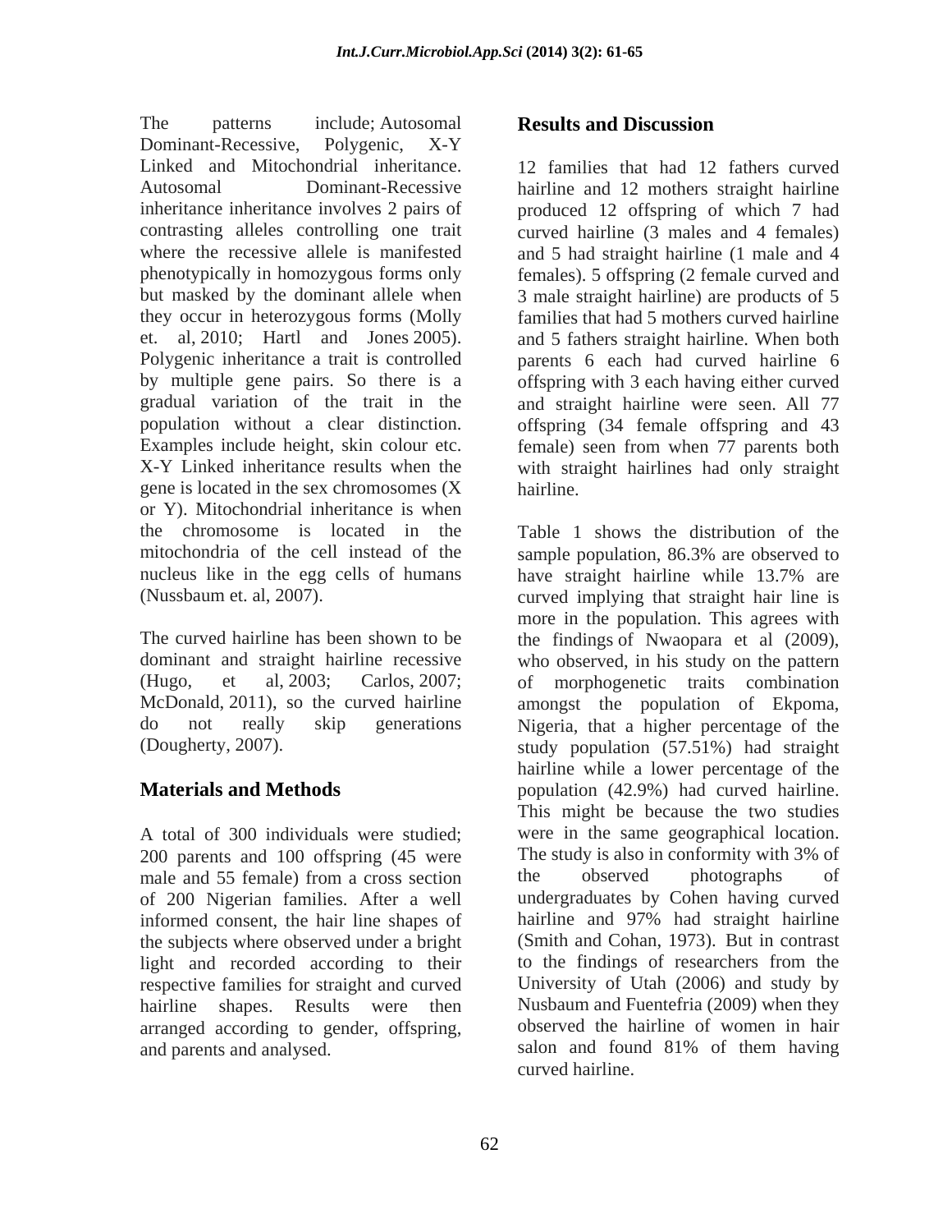The patterns include; Autosomal Dominant-Recessive, Polygenic, X-Y Linked and Mitochondrial inheritance. Autosomal Dominant-Recessive inheritance inheritance involves 2 pairs of contrasting alleles controlling one trait where the recessive allele is manifested phenotypically in homozygous forms only but masked by the dominant allele when they occur in heterozygous forms (Molly et. al, 2010; Hartl and Jones 2005). Polygenic inheritance a trait is controlled by multiple gene pairs. So there is a gradual variation of the trait in the population without a clear distinction. Examples include height, skin colour etc. X-Y Linked inheritance results when the gene is located in the sex chromosomes (X or Y). Mitochondrial inheritance is when the chromosome is located in the mitochondria of the cell instead of the nucleus like in the egg cells of humans (Nussbaum et. al, 2007).

The curved hairline has been shown to be dominant and straight hairline recessive (Hugo, et al, 2003; Carlos, 2007; McDonald, 2011), so the curved hairline do not really skip generations (Dougherty, 2007).

## Materials and Methods

A total of 300 individuals were studied; 200 parents and 100 offspring (45 were male and 55 female) from a cross section of 200 Nigerian families. After a well informed consent, the hair line shapes of the subjects where observed under a bright light and recorded according to their respective families for straight and curved hairline shapes. Results were then arranged according to gender, offspring, and parents and analysed.

## Results and Discussion

12 families that had 12 fathers curved hairline and 12 mothers straight hairline produced 12 offspring of which 7 had curved hairline (3 males and 4 females) and 5 had straight hairline (1 male and 4 females). 5 offspring (2 female curved and 3 male straight hairline) are products of 5 families that had 5 mothers curved hairline and 5 fathers straight hairline. When both parents 6 each had curved hairline 6 offspring with 3 each having either curved and straight hairline were seen. All 77 offspring (34 female offspring and 43 female) seen from when 77 parents both with straight hairlines had only straight hairline.

Table 1 shows the distribution of the sample population, 86.3% are observed to have straight hairline while 13.7% are curved implying that straight hair line is more in the population. This agrees with the findings of Nwaopara et al (2009), who observed, in his study on the pattern of morphogenetic traits combination amongst the population of Ekpoma, Nigeria, that a higher percentage of the study population (57.51%) had straight hairline while a lower percentage of the population (42.9%) had curved hairline. This might be because the two studies were in the same geographical location. The study is also in conformity with 3% of the observed photographs of undergraduates by Cohen having curved hairline and 97% had straight hairline (Smith and Cohan, 1973). But in contrast to the findings of researchers from the University of Utah (2006) and study by Nusbaum and Fuentefria (2009) when they observed the hairline of women in hair salon and found 81% of them having curved hairline.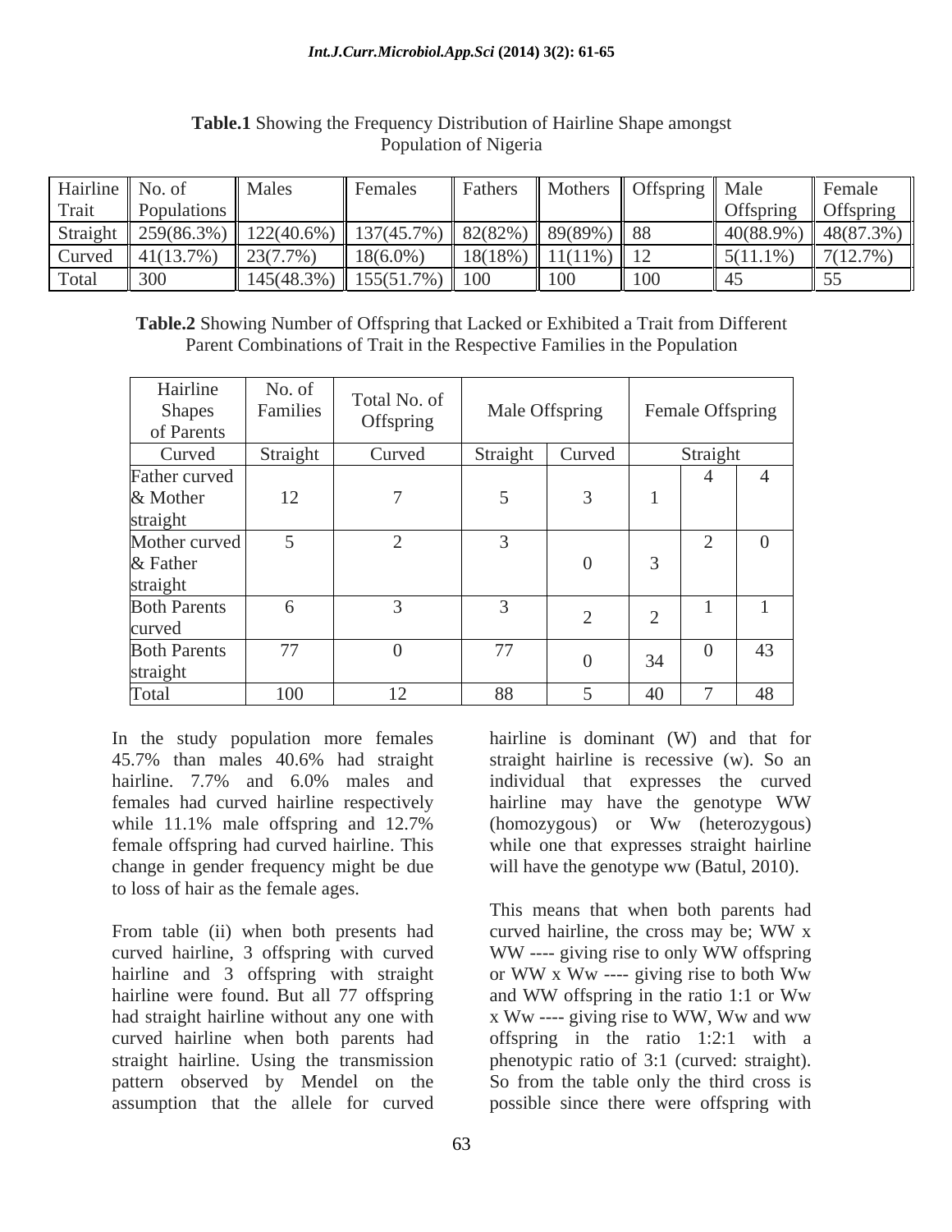**Table.1** Showing the Frequency Distribution of Hairline Shape amongst Population of Nigeria

| Hairline Trait | No. of Populations | Males | Females | Fathers | Mothers | Offspring | Male Offspring | Female Offspring |
|---|---|---|---|---|---|---|---|---|
| Straight | 259(86.3%) | 122(40.6%) | 137(45.7%) | 82(82%) | 89(89%) | 88 | 40(88.9%) | 48(87.3%) |
| Curved | 41(13.7%) | 23(7.7%) | 18(6.0%) | 18(18%) | 11(11%) | 12 | 5(11.1%) | 7(12.7%) |
| Total | 300 | 145(48.3%) | 155(51.7%) | 100 | 100 | 100 | 45 | 55 |

**Table.2** Showing Number of Offspring that Lacked or Exhibited a Trait from Different Parent Combinations of Trait in the Respective Families in the Population

| Hairline Shapes of Parents | No. of Families | Total No. of Offspring | Male Offspring | | Female Offspring | | |
|---|---|---|---|---|---|---|---|
| Curved | Straight | Curved | Straight | Curved | Straight | | |
| Father curved & Mother straight | 12 | 7 | 5 | 3 | 1 | 4 | 4 |
| Mother curved & Father straight | 5 | 2 | 3 | 0 | 3 | 2 | 0 |
| Both Parents curved | 6 | 3 | 3 | 2 | 2 | 1 | 1 |
| Both Parents straight | 77 | 0 | 77 | 0 | 34 | 0 | 43 |
| Total | 100 | 12 | 88 | 5 | 40 | 7 | 48 |

In the study population more females 45.7% than males 40.6% had straight hairline. 7.7% and 6.0% males and females had curved hairline respectively while 11.1% male offspring and 12.7% female offspring had curved hairline. This change in gender frequency might be due to loss of hair as the female ages.

From table (ii) when both presents had curved hairline, 3 offspring with curved hairline and 3 offspring with straight hairline were found. But all 77 offspring had straight hairline without any one with curved hairline when both parents had straight hairline. Using the transmission pattern observed by Mendel on the assumption that the allele for curved hairline is dominant (W) and that for straight hairline is recessive (w). So an individual that expresses the curved hairline may have the genotype WW (homozygous) or Ww (heterozygous) while one that expresses straight hairline will have the genotype ww (Batul, 2010).

This means that when both parents had curved hairline, the cross may be; WW x WW ---- giving rise to only WW offspring or WW x Ww ---- giving rise to both Ww and WW offspring in the ratio 1:1 or Ww x Ww ---- giving rise to WW, Ww and ww offspring in the ratio 1:2:1 with a phenotypic ratio of 3:1 (curved: straight). So from the table only the third cross is possible since there were offspring with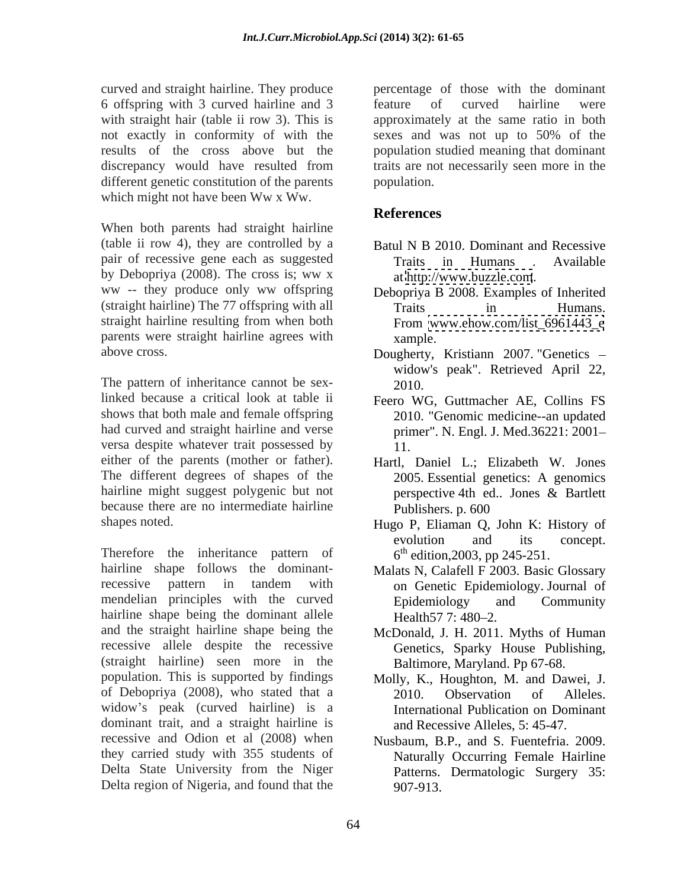curved and straight hairline. They produce 6 offspring with 3 curved hairline and 3 with straight hair (table ii row 3). This is not exactly in conformity of with the results of the cross above but the discrepancy would have resulted from different genetic constitution of the parents which might not have been Ww x Ww.

When both parents had straight hairline (table ii row 4), they are controlled by a pair of recessive gene each as suggested by Debopriya (2008). The cross is; ww x ww -- they produce only ww offspring (straight hairline) The 77 offspring with all straight hairline resulting from when both parents were straight hairline agrees with above cross.

The pattern of inheritance cannot be sex-linked because a critical look at table ii shows that both male and female offspring had curved and straight hairline and verse versa despite whatever trait possessed by either of the parents (mother or father). The different degrees of shapes of the hairline might suggest polygenic but not because there are no intermediate hairline shapes noted.

Therefore the inheritance pattern of hairline shape follows the dominant-recessive pattern in tandem with mendelian principles with the curved hairline shape being the dominant allele and the straight hairline shape being the recessive allele despite the recessive (straight hairline) seen more in the population. This is supported by findings of Debopriya (2008), who stated that a widow's peak (curved hairline) is a dominant trait, and a straight hairline is recessive and Odion et al (2008) when they carried study with 355 students of Delta State University from the Niger Delta region of Nigeria, and found that the percentage of those with the dominant feature of curved hairline were approximately at the same ratio in both sexes and was not up to 50% of the population studied meaning that dominant traits are not necessarily seen more in the population.

## References

Batul N B 2010. Dominant and Recessive Traits in Humans . Available at http://www.buzzle.com.

Debopriya B 2008. Examples of Inherited Traits in Humans. From www.ehow.com/list_6961443_example.

Dougherty, Kristiann 2007. "Genetics – widow's peak". Retrieved April 22, 2010.

Feero WG, Guttmacher AE, Collins FS 2010. "Genomic medicine--an updated primer". N. Engl. J. Med.36221: 2001–11.

Hartl, Daniel L.; Elizabeth W. Jones 2005. Essential genetics: A genomics perspective 4th ed.. Jones & Bartlett Publishers. p. 600

Hugo P, Eliaman Q, John K: History of evolution and its concept. 6th edition,2003, pp 245-251.

Malats N, Calafell F 2003. Basic Glossary on Genetic Epidemiology. Journal of Epidemiology and Community Health57 7: 480–2.

McDonald, J. H. 2011. Myths of Human Genetics, Sparky House Publishing, Baltimore, Maryland. Pp 67-68.

Molly, K., Houghton, M. and Dawei, J. 2010. Observation of Alleles. International Publication on Dominant and Recessive Alleles, 5: 45-47.

Nusbaum, B.P., and S. Fuentefria. 2009. Naturally Occurring Female Hairline Patterns. Dermatologic Surgery 35: 907-913.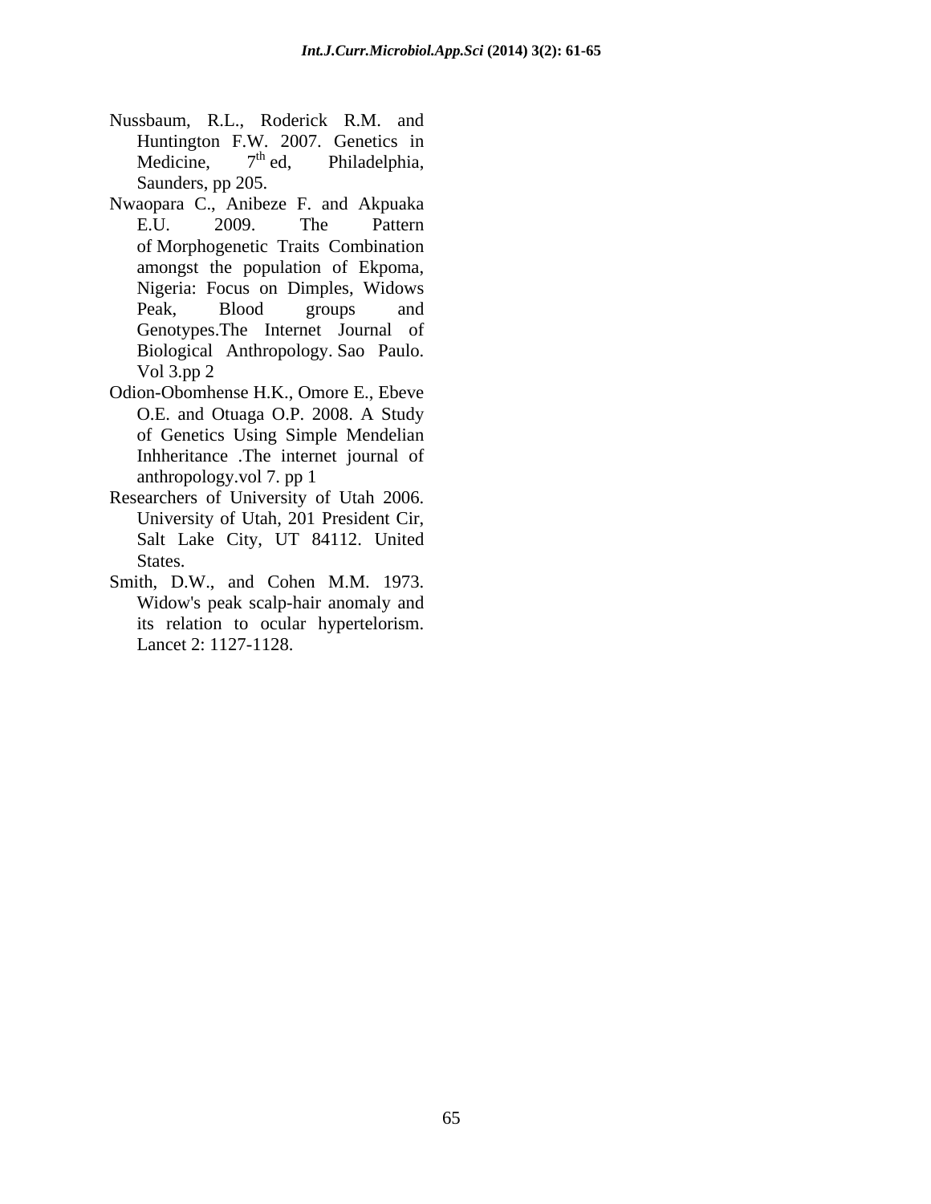Nussbaum, R.L., Roderick R.M. and Huntington F.W. 2007. Genetics in Medicine, 7th ed, Philadelphia, Saunders, pp 205.

Nwaopara C., Anibeze F. and Akpuaka E.U. 2009. The Pattern of Morphogenetic Traits Combination amongst the population of Ekpoma, Nigeria: Focus on Dimples, Widows Peak, Blood groups and Genotypes.The Internet Journal of Biological Anthropology. Sao Paulo. Vol 3.pp 2

Odion-Obomhense H.K., Omore E., Ebeve O.E. and Otuaga O.P. 2008. A Study of Genetics Using Simple Mendelian Inhheritance .The internet journal of anthropology.vol 7. pp 1

Researchers of University of Utah 2006. University of Utah, 201 President Cir, Salt Lake City, UT 84112. United States.

Smith, D.W., and Cohen M.M. 1973. Widow's peak scalp-hair anomaly and its relation to ocular hypertelorism. Lancet 2: 1127-1128.